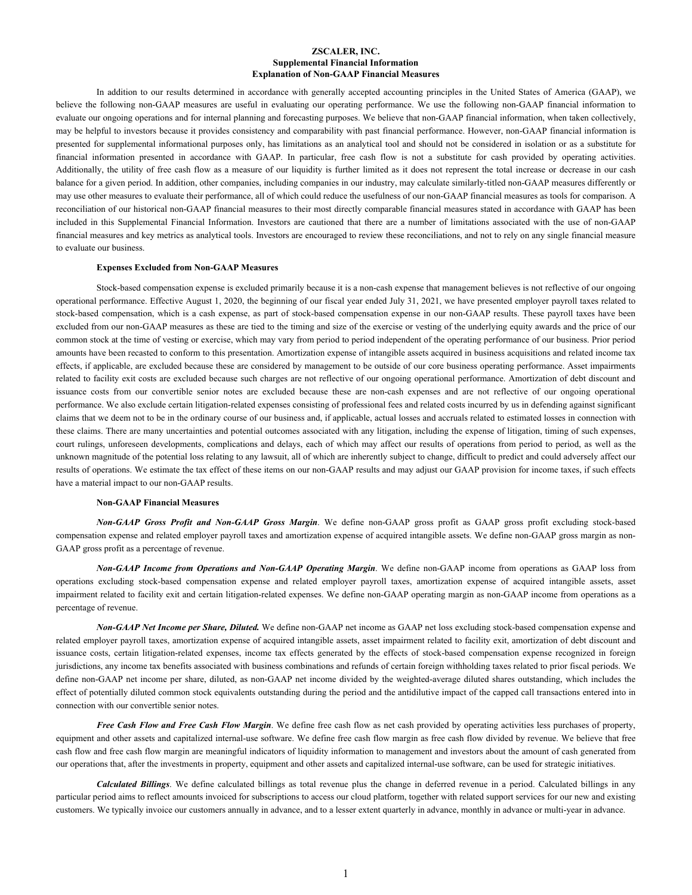# ZSCALER, INC.
## Supplemental Financial Information
## Explanation of Non-GAAP Financial Measures

In addition to our results determined in accordance with generally accepted accounting principles in the United States of America (GAAP), we believe the following non-GAAP measures are useful in evaluating our operating performance. We use the following non-GAAP financial information to evaluate our ongoing operations and for internal planning and forecasting purposes. We believe that non-GAAP financial information, when taken collectively, may be helpful to investors because it provides consistency and comparability with past financial performance. However, non-GAAP financial information is presented for supplemental informational purposes only, has limitations as an analytical tool and should not be considered in isolation or as a substitute for financial information presented in accordance with GAAP. In particular, free cash flow is not a substitute for cash provided by operating activities. Additionally, the utility of free cash flow as a measure of our liquidity is further limited as it does not represent the total increase or decrease in our cash balance for a given period. In addition, other companies, including companies in our industry, may calculate similarly-titled non-GAAP measures differently or may use other measures to evaluate their performance, all of which could reduce the usefulness of our non-GAAP financial measures as tools for comparison. A reconciliation of our historical non-GAAP financial measures to their most directly comparable financial measures stated in accordance with GAAP has been included in this Supplemental Financial Information. Investors are cautioned that there are a number of limitations associated with the use of non-GAAP financial measures and key metrics as analytical tools. Investors are encouraged to review these reconciliations, and not to rely on any single financial measure to evaluate our business.

### Expenses Excluded from Non-GAAP Measures

Stock-based compensation expense is excluded primarily because it is a non-cash expense that management believes is not reflective of our ongoing operational performance. Effective August 1, 2020, the beginning of our fiscal year ended July 31, 2021, we have presented employer payroll taxes related to stock-based compensation, which is a cash expense, as part of stock-based compensation expense in our non-GAAP results. These payroll taxes have been excluded from our non-GAAP measures as these are tied to the timing and size of the exercise or vesting of the underlying equity awards and the price of our common stock at the time of vesting or exercise, which may vary from period to period independent of the operating performance of our business. Prior period amounts have been recasted to conform to this presentation. Amortization expense of intangible assets acquired in business acquisitions and related income tax effects, if applicable, are excluded because these are considered by management to be outside of our core business operating performance. Asset impairments related to facility exit costs are excluded because such charges are not reflective of our ongoing operational performance. Amortization of debt discount and issuance costs from our convertible senior notes are excluded because these are non-cash expenses and are not reflective of our ongoing operational performance. We also exclude certain litigation-related expenses consisting of professional fees and related costs incurred by us in defending against significant claims that we deem not to be in the ordinary course of our business and, if applicable, actual losses and accruals related to estimated losses in connection with these claims. There are many uncertainties and potential outcomes associated with any litigation, including the expense of litigation, timing of such expenses, court rulings, unforeseen developments, complications and delays, each of which may affect our results of operations from period to period, as well as the unknown magnitude of the potential loss relating to any lawsuit, all of which are inherently subject to change, difficult to predict and could adversely affect our results of operations. We estimate the tax effect of these items on our non-GAAP results and may adjust our GAAP provision for income taxes, if such effects have a material impact to our non-GAAP results.

### Non-GAAP Financial Measures

***Non-GAAP Gross Profit and Non-GAAP Gross Margin***. We define non-GAAP gross profit as GAAP gross profit excluding stock-based compensation expense and related employer payroll taxes and amortization expense of acquired intangible assets. We define non-GAAP gross margin as non-GAAP gross profit as a percentage of revenue.

***Non-GAAP Income from Operations and Non-GAAP Operating Margin***. We define non-GAAP income from operations as GAAP loss from operations excluding stock-based compensation expense and related employer payroll taxes, amortization expense of acquired intangible assets, asset impairment related to facility exit and certain litigation-related expenses. We define non-GAAP operating margin as non-GAAP income from operations as a percentage of revenue.

***Non-GAAP Net Income per Share, Diluted.*** We define non-GAAP net income as GAAP net loss excluding stock-based compensation expense and related employer payroll taxes, amortization expense of acquired intangible assets, asset impairment related to facility exit, amortization of debt discount and issuance costs, certain litigation-related expenses, income tax effects generated by the effects of stock-based compensation expense recognized in foreign jurisdictions, any income tax benefits associated with business combinations and refunds of certain foreign withholding taxes related to prior fiscal periods. We define non-GAAP net income per share, diluted, as non-GAAP net income divided by the weighted-average diluted shares outstanding, which includes the effect of potentially diluted common stock equivalents outstanding during the period and the antidilutive impact of the capped call transactions entered into in connection with our convertible senior notes.

***Free Cash Flow and Free Cash Flow Margin***. We define free cash flow as net cash provided by operating activities less purchases of property, equipment and other assets and capitalized internal-use software. We define free cash flow margin as free cash flow divided by revenue. We believe that free cash flow and free cash flow margin are meaningful indicators of liquidity information to management and investors about the amount of cash generated from our operations that, after the investments in property, equipment and other assets and capitalized internal-use software, can be used for strategic initiatives.

***Calculated Billings***. We define calculated billings as total revenue plus the change in deferred revenue in a period. Calculated billings in any particular period aims to reflect amounts invoiced for subscriptions to access our cloud platform, together with related support services for our new and existing customers. We typically invoice our customers annually in advance, and to a lesser extent quarterly in advance, monthly in advance or multi-year in advance.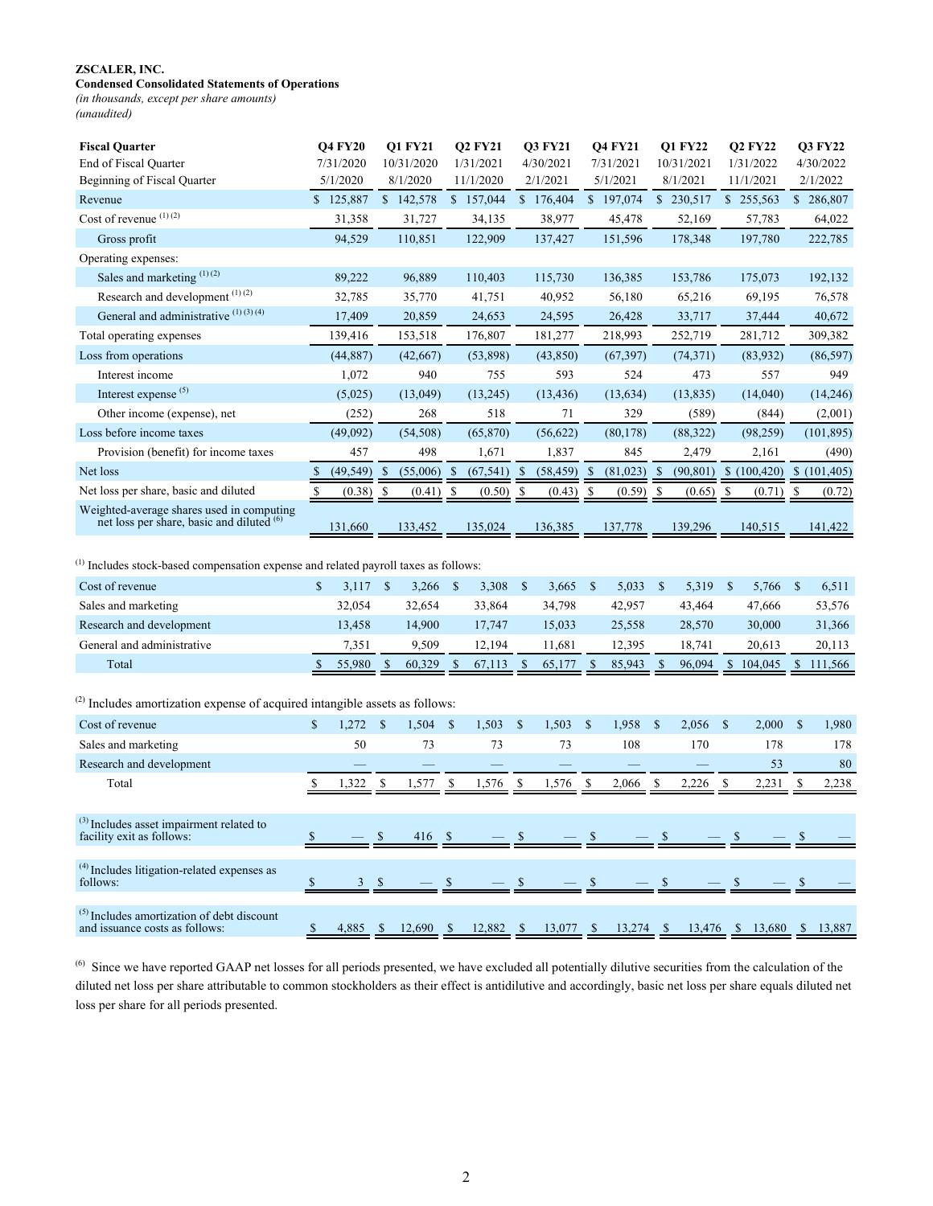**ZSCALER, INC.**
**Condensed Consolidated Statements of Operations**
*(in thousands, except per share amounts)*
*(unaudited)*

| Fiscal Quarter | Q4 FY20 | Q1 FY21 | Q2 FY21 | Q3 FY21 | Q4 FY21 | Q1 FY22 | Q2 FY22 | Q3 FY22 |
|---|---|---|---|---|---|---|---|---|
| End of Fiscal Quarter | 7/31/2020 | 10/31/2020 | 1/31/2021 | 4/30/2021 | 7/31/2021 | 10/31/2021 | 1/31/2022 | 4/30/2022 |
| Beginning of Fiscal Quarter | 5/1/2020 | 8/1/2020 | 11/1/2020 | 2/1/2021 | 5/1/2021 | 8/1/2021 | 11/1/2021 | 2/1/2022 |
| Revenue | $ 125,887 | $ 142,578 | $ 157,044 | $ 176,404 | $ 197,074 | $ 230,517 | $ 255,563 | $ 286,807 |
| Cost of revenue [(1) (2)] | 31,358 | 31,727 | 34,135 | 38,977 | 45,478 | 52,169 | 57,783 | 64,022 |
| Gross profit | 94,529 | 110,851 | 122,909 | 137,427 | 151,596 | 178,348 | 197,780 | 222,785 |
| Operating expenses: | | | | | | | | |
| Sales and marketing [(1) (2)] | 89,222 | 96,889 | 110,403 | 115,730 | 136,385 | 153,786 | 175,073 | 192,132 |
| Research and development [(1) (2)] | 32,785 | 35,770 | 41,751 | 40,952 | 56,180 | 65,216 | 69,195 | 76,578 |
| General and administrative [(1) (3) (4)] | 17,409 | 20,859 | 24,653 | 24,595 | 26,428 | 33,717 | 37,444 | 40,672 |
| Total operating expenses | 139,416 | 153,518 | 176,807 | 181,277 | 218,993 | 252,719 | 281,712 | 309,382 |
| Loss from operations | (44,887) | (42,667) | (53,898) | (43,850) | (67,397) | (74,371) | (83,932) | (86,597) |
| Interest income | 1,072 | 940 | 755 | 593 | 524 | 473 | 557 | 949 |
| Interest expense [(5)] | (5,025) | (13,049) | (13,245) | (13,436) | (13,634) | (13,835) | (14,040) | (14,246) |
| Other income (expense), net | (252) | 268 | 518 | 71 | 329 | (589) | (844) | (2,001) |
| Loss before income taxes | (49,092) | (54,508) | (65,870) | (56,622) | (80,178) | (88,322) | (98,259) | (101,895) |
| Provision (benefit) for income taxes | 457 | 498 | 1,671 | 1,837 | 845 | 2,479 | 2,161 | (490) |
| Net loss | $ (49,549) | $ (55,006) | $ (67,541) | $ (58,459) | $ (81,023) | $ (90,801) | $ (100,420) | $ (101,405) |
| Net loss per share, basic and diluted | $ (0.38) | $ (0.41) | $ (0.50) | $ (0.43) | $ (0.59) | $ (0.65) | $ (0.71) | $ (0.72) |
| Weighted-average shares used in computing net loss per share, basic and diluted [(6)] | 131,660 | 133,452 | 135,024 | 136,385 | 137,778 | 139,296 | 140,515 | 141,422 |

[(1)] Includes stock-based compensation expense and related payroll taxes as follows:

| | Q4 FY20 | Q1 FY21 | Q2 FY21 | Q3 FY21 | Q4 FY21 | Q1 FY22 | Q2 FY22 | Q3 FY22 |
|---|---|---|---|---|---|---|---|---|
| Cost of revenue | $ 3,117 | $ 3,266 | $ 3,308 | $ 3,665 | $ 5,033 | $ 5,319 | $ 5,766 | $ 6,511 |
| Sales and marketing | 32,054 | 32,654 | 33,864 | 34,798 | 42,957 | 43,464 | 47,666 | 53,576 |
| Research and development | 13,458 | 14,900 | 17,747 | 15,033 | 25,558 | 28,570 | 30,000 | 31,366 |
| General and administrative | 7,351 | 9,509 | 12,194 | 11,681 | 12,395 | 18,741 | 20,613 | 20,113 |
| Total | $ 55,980 | $ 60,329 | $ 67,113 | $ 65,177 | $ 85,943 | $ 96,094 | $ 104,045 | $ 111,566 |

[(2)] Includes amortization expense of acquired intangible assets as follows:

| | Q4 FY20 | Q1 FY21 | Q2 FY21 | Q3 FY21 | Q4 FY21 | Q1 FY22 | Q2 FY22 | Q3 FY22 |
|---|---|---|---|---|---|---|---|---|
| Cost of revenue | $ 1,272 | $ 1,504 | $ 1,503 | $ 1,503 | $ 1,958 | $ 2,056 | $ 2,000 | $ 1,980 |
| Sales and marketing | 50 | 73 | 73 | 73 | 108 | 170 | 178 | 178 |
| Research and development | — | — | — | — | — | — | 53 | 80 |
| Total | $ 1,322 | $ 1,577 | $ 1,576 | $ 1,576 | $ 2,066 | $ 2,226 | $ 2,231 | $ 2,238 |

| | Q4 FY20 | Q1 FY21 | Q2 FY21 | Q3 FY21 | Q4 FY21 | Q1 FY22 | Q2 FY22 | Q3 FY22 |
|---|---|---|---|---|---|---|---|---|
| [(3)] Includes asset impairment related to facility exit as follows: | $ — | $ 416 | $ — | $ — | $ — | $ — | $ — | $ — |
| [(4)] Includes litigation-related expenses as follows: | $ 3 | $ — | $ — | $ — | $ — | $ — | $ — | $ — |
| [(5)] Includes amortization of debt discount and issuance costs as follows: | $ 4,885 | $ 12,690 | $ 12,882 | $ 13,077 | $ 13,274 | $ 13,476 | $ 13,680 | $ 13,887 |

[(6)] Since we have reported GAAP net losses for all periods presented, we have excluded all potentially dilutive securities from the calculation of the diluted net loss per share attributable to common stockholders as their effect is antidilutive and accordingly, basic net loss per share equals diluted net loss per share for all periods presented.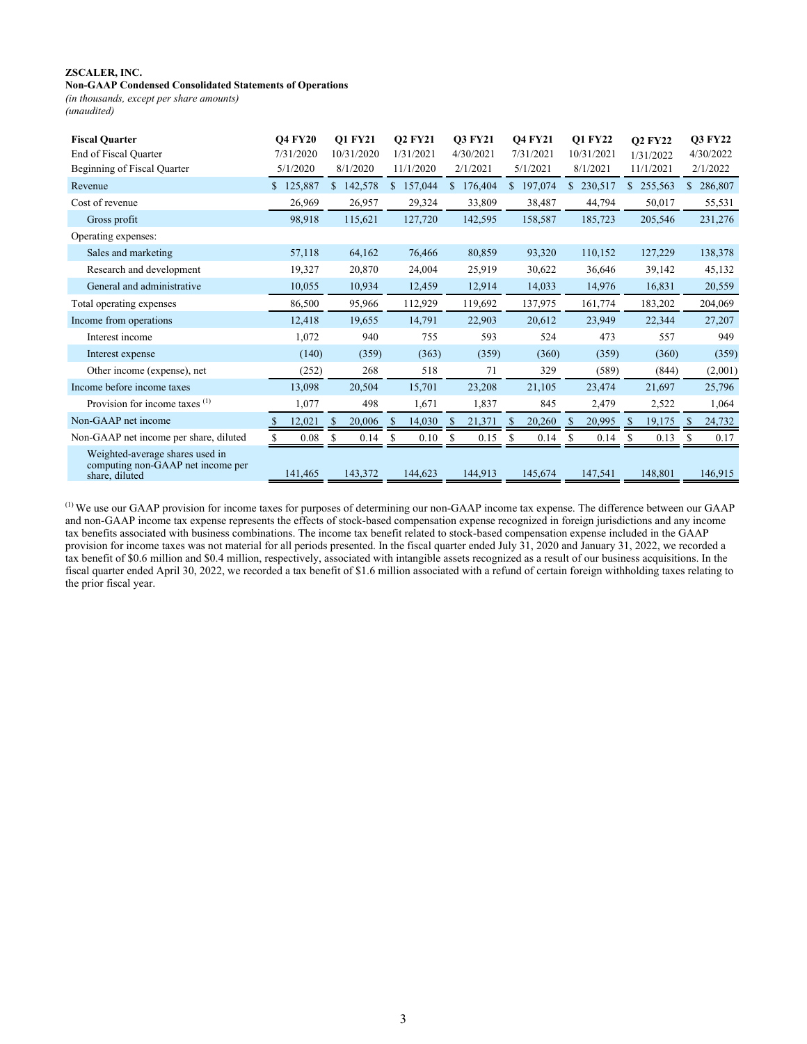**ZSCALER, INC.**
**Non-GAAP Condensed Consolidated Statements of Operations**
*(in thousands, except per share amounts)*
*(unaudited)*

| **Fiscal Quarter** | **Q4 FY20** | **Q1 FY21** | **Q2 FY21** | **Q3 FY21** | **Q4 FY21** | **Q1 FY22** | **Q2 FY22** | **Q3 FY22** |
|---|---|---|---|---|---|---|---|---|
| End of Fiscal Quarter | 7/31/2020 | 10/31/2020 | 1/31/2021 | 4/30/2021 | 7/31/2021 | 10/31/2021 | 1/31/2022 | 4/30/2022 |
| Beginning of Fiscal Quarter | 5/1/2020 | 8/1/2020 | 11/1/2020 | 2/1/2021 | 5/1/2021 | 8/1/2021 | 11/1/2021 | 2/1/2022 |
| Revenue | $ 125,887 | $ 142,578 | $ 157,044 | $ 176,404 | $ 197,074 | $ 230,517 | $ 255,563 | $ 286,807 |
| Cost of revenue | 26,969 | 26,957 | 29,324 | 33,809 | 38,487 | 44,794 | 50,017 | 55,531 |
| Gross profit | 98,918 | 115,621 | 127,720 | 142,595 | 158,587 | 185,723 | 205,546 | 231,276 |
| Operating expenses: | | | | | | | | |
| Sales and marketing | 57,118 | 64,162 | 76,466 | 80,859 | 93,320 | 110,152 | 127,229 | 138,378 |
| Research and development | 19,327 | 20,870 | 24,004 | 25,919 | 30,622 | 36,646 | 39,142 | 45,132 |
| General and administrative | 10,055 | 10,934 | 12,459 | 12,914 | 14,033 | 14,976 | 16,831 | 20,559 |
| Total operating expenses | 86,500 | 95,966 | 112,929 | 119,692 | 137,975 | 161,774 | 183,202 | 204,069 |
| Income from operations | 12,418 | 19,655 | 14,791 | 22,903 | 20,612 | 23,949 | 22,344 | 27,207 |
| Interest income | 1,072 | 940 | 755 | 593 | 524 | 473 | 557 | 949 |
| Interest expense | (140) | (359) | (363) | (359) | (360) | (359) | (360) | (359) |
| Other income (expense), net | (252) | 268 | 518 | 71 | 329 | (589) | (844) | (2,001) |
| Income before income taxes | 13,098 | 20,504 | 15,701 | 23,208 | 21,105 | 23,474 | 21,697 | 25,796 |
| Provision for income taxes [(1)] | 1,077 | 498 | 1,671 | 1,837 | 845 | 2,479 | 2,522 | 1,064 |
| Non-GAAP net income | $ 12,021 | $ 20,006 | $ 14,030 | $ 21,371 | $ 20,260 | $ 20,995 | $ 19,175 | $ 24,732 |
| Non-GAAP net income per share, diluted | $ 0.08 | $ 0.14 | $ 0.10 | $ 0.15 | $ 0.14 | $ 0.14 | $ 0.13 | $ 0.17 |
| Weighted-average shares used in computing non-GAAP net income per share, diluted | 141,465 | 143,372 | 144,623 | 144,913 | 145,674 | 147,541 | 148,801 | 146,915 |

[(1)] We use our GAAP provision for income taxes for purposes of determining our non-GAAP income tax expense. The difference between our GAAP and non-GAAP income tax expense represents the effects of stock-based compensation expense recognized in foreign jurisdictions and any income tax benefits associated with business combinations. The income tax benefit related to stock-based compensation expense included in the GAAP provision for income taxes was not material for all periods presented. In the fiscal quarter ended July 31, 2020 and January 31, 2022, we recorded a tax benefit of $0.6 million and $0.4 million, respectively, associated with intangible assets recognized as a result of our business acquisitions. In the fiscal quarter ended April 30, 2022, we recorded a tax benefit of $1.6 million associated with a refund of certain foreign withholding taxes relating to the prior fiscal year.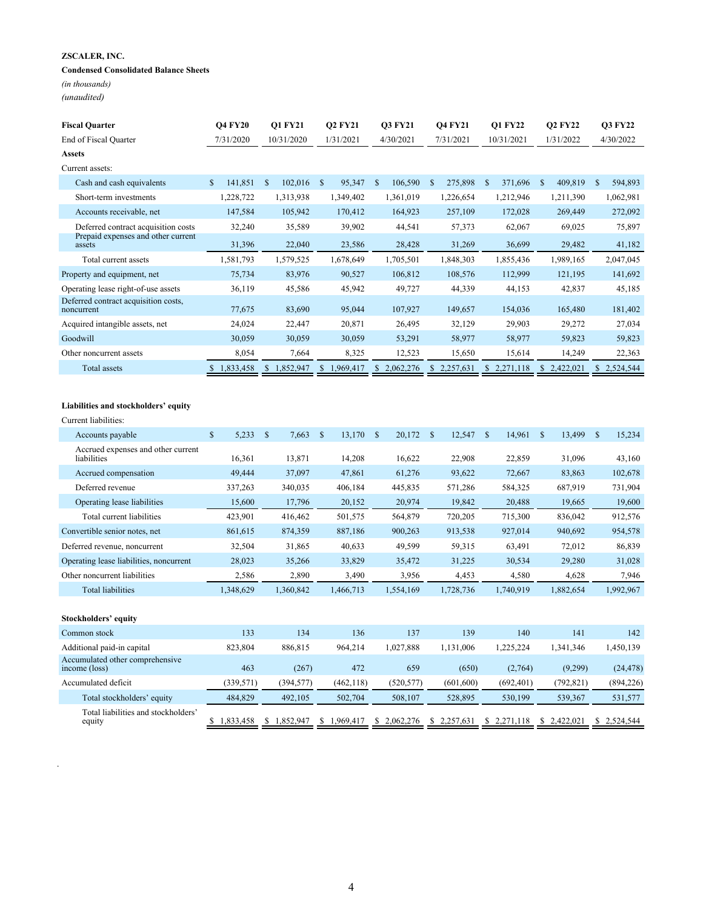**ZSCALER, INC.**

**Condensed Consolidated Balance Sheets**

*(in thousands)*

*(unaudited)*

| **Fiscal Quarter** | **Q4 FY20** | **Q1 FY21** | **Q2 FY21** | **Q3 FY21** | **Q4 FY21** | **Q1 FY22** | **Q2 FY22** | **Q3 FY22** |
|---|---|---|---|---|---|---|---|---|
| End of Fiscal Quarter | 7/31/2020 | 10/31/2020 | 1/31/2021 | 4/30/2021 | 7/31/2021 | 10/31/2021 | 1/31/2022 | 4/30/2022 |
| **Assets** | | | | | | | | |
| Current assets: | | | | | | | | |
| Cash and cash equivalents | $ 141,851 | $ 102,016 | $ 95,347 | $ 106,590 | $ 275,898 | $ 371,696 | $ 409,819 | $ 594,893 |
| Short-term investments | 1,228,722 | 1,313,938 | 1,349,402 | 1,361,019 | 1,226,654 | 1,212,946 | 1,211,390 | 1,062,981 |
| Accounts receivable, net | 147,584 | 105,942 | 170,412 | 164,923 | 257,109 | 172,028 | 269,449 | 272,092 |
| Deferred contract acquisition costs | 32,240 | 35,589 | 39,902 | 44,541 | 57,373 | 62,067 | 69,025 | 75,897 |
| Prepaid expenses and other current assets | 31,396 | 22,040 | 23,586 | 28,428 | 31,269 | 36,699 | 29,482 | 41,182 |
| Total current assets | 1,581,793 | 1,579,525 | 1,678,649 | 1,705,501 | 1,848,303 | 1,855,436 | 1,989,165 | 2,047,045 |
| Property and equipment, net | 75,734 | 83,976 | 90,527 | 106,812 | 108,576 | 112,999 | 121,195 | 141,692 |
| Operating lease right-of-use assets | 36,119 | 45,586 | 45,942 | 49,727 | 44,339 | 44,153 | 42,837 | 45,185 |
| Deferred contract acquisition costs, noncurrent | 77,675 | 83,690 | 95,044 | 107,927 | 149,657 | 154,036 | 165,480 | 181,402 |
| Acquired intangible assets, net | 24,024 | 22,447 | 20,871 | 26,495 | 32,129 | 29,903 | 29,272 | 27,034 |
| Goodwill | 30,059 | 30,059 | 30,059 | 53,291 | 58,977 | 58,977 | 59,823 | 59,823 |
| Other noncurrent assets | 8,054 | 7,664 | 8,325 | 12,523 | 15,650 | 15,614 | 14,249 | 22,363 |
| Total assets | $ 1,833,458 | $ 1,852,947 | $ 1,969,417 | $ 2,062,276 | $ 2,257,631 | $ 2,271,118 | $ 2,422,021 | $ 2,524,544 |
| | | | | | | | | |
| **Liabilities and stockholders' equity** | | | | | | | | |
| Current liabilities: | | | | | | | | |
| Accounts payable | $ 5,233 | $ 7,663 | $ 13,170 | $ 20,172 | $ 12,547 | $ 14,961 | $ 13,499 | $ 15,234 |
| Accrued expenses and other current liabilities | 16,361 | 13,871 | 14,208 | 16,622 | 22,908 | 22,859 | 31,096 | 43,160 |
| Accrued compensation | 49,444 | 37,097 | 47,861 | 61,276 | 93,622 | 72,667 | 83,863 | 102,678 |
| Deferred revenue | 337,263 | 340,035 | 406,184 | 445,835 | 571,286 | 584,325 | 687,919 | 731,904 |
| Operating lease liabilities | 15,600 | 17,796 | 20,152 | 20,974 | 19,842 | 20,488 | 19,665 | 19,600 |
| Total current liabilities | 423,901 | 416,462 | 501,575 | 564,879 | 720,205 | 715,300 | 836,042 | 912,576 |
| Convertible senior notes, net | 861,615 | 874,359 | 887,186 | 900,263 | 913,538 | 927,014 | 940,692 | 954,578 |
| Deferred revenue, noncurrent | 32,504 | 31,865 | 40,633 | 49,599 | 59,315 | 63,491 | 72,012 | 86,839 |
| Operating lease liabilities, noncurrent | 28,023 | 35,266 | 33,829 | 35,472 | 31,225 | 30,534 | 29,280 | 31,028 |
| Other noncurrent liabilities | 2,586 | 2,890 | 3,490 | 3,956 | 4,453 | 4,580 | 4,628 | 7,946 |
| Total liabilities | 1,348,629 | 1,360,842 | 1,466,713 | 1,554,169 | 1,728,736 | 1,740,919 | 1,882,654 | 1,992,967 |
| | | | | | | | | |
| **Stockholders' equity** | | | | | | | | |
| Common stock | 133 | 134 | 136 | 137 | 139 | 140 | 141 | 142 |
| Additional paid-in capital | 823,804 | 886,815 | 964,214 | 1,027,888 | 1,131,006 | 1,225,224 | 1,341,346 | 1,450,139 |
| Accumulated other comprehensive income (loss) | 463 | (267) | 472 | 659 | (650) | (2,764) | (9,299) | (24,478) |
| Accumulated deficit | (339,571) | (394,577) | (462,118) | (520,577) | (601,600) | (692,401) | (792,821) | (894,226) |
| Total stockholders' equity | 484,829 | 492,105 | 502,704 | 508,107 | 528,895 | 530,199 | 539,367 | 531,577 |
| Total liabilities and stockholders' equity | $ 1,833,458 | $ 1,852,947 | $ 1,969,417 | $ 2,062,276 | $ 2,257,631 | $ 2,271,118 | $ 2,422,021 | $ 2,524,544 |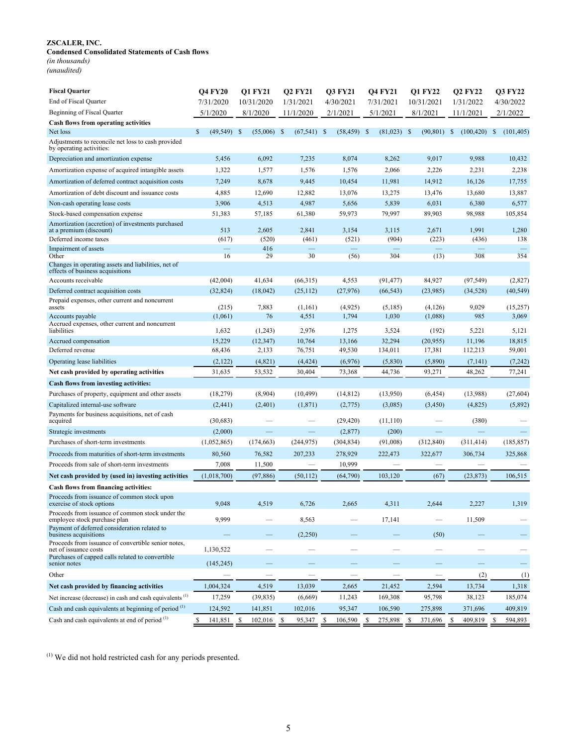**ZSCALER, INC.**
**Condensed Consolidated Statements of Cash flows**
*(in thousands)*
*(unaudited)*

| **Fiscal Quarter** | **Q4 FY20** | **Q1 FY21** | **Q2 FY21** | **Q3 FY21** | **Q4 FY21** | **Q1 FY22** | **Q2 FY22** | **Q3 FY22** |
|---|---|---|---|---|---|---|---|---|
| End of Fiscal Quarter | 7/31/2020 | 10/31/2020 | 1/31/2021 | 4/30/2021 | 7/31/2021 | 10/31/2021 | 1/31/2022 | 4/30/2022 |
| Beginning of Fiscal Quarter | 5/1/2020 | 8/1/2020 | 11/1/2020 | 2/1/2021 | 5/1/2021 | 8/1/2021 | 11/1/2021 | 2/1/2022 |
| **Cash flows from operating activities** | | | | | | | | |
| Net loss | $ (49,549) | $ (55,006) | $ (67,541) | $ (58,459) | $ (81,023) | $ (90,801) | $ (100,420) | $ (101,405) |
| Adjustments to reconcile net loss to cash provided by operating activities: | | | | | | | | |
| Depreciation and amortization expense | 5,456 | 6,092 | 7,235 | 8,074 | 8,262 | 9,017 | 9,988 | 10,432 |
| Amortization expense of acquired intangible assets | 1,322 | 1,577 | 1,576 | 1,576 | 2,066 | 2,226 | 2,231 | 2,238 |
| Amortization of deferred contract acquisition costs | 7,249 | 8,678 | 9,445 | 10,454 | 11,981 | 14,912 | 16,126 | 17,755 |
| Amortization of debt discount and issuance costs | 4,885 | 12,690 | 12,882 | 13,076 | 13,275 | 13,476 | 13,680 | 13,887 |
| Non-cash operating lease costs | 3,906 | 4,513 | 4,987 | 5,656 | 5,839 | 6,031 | 6,380 | 6,577 |
| Stock-based compensation expense | 51,383 | 57,185 | 61,380 | 59,973 | 79,997 | 89,903 | 98,988 | 105,854 |
| Amortization (accretion) of investments purchased at a premium (discount) | 513 | 2,605 | 2,841 | 3,154 | 3,115 | 2,671 | 1,991 | 1,280 |
| Deferred income taxes | (617) | (520) | (461) | (521) | (904) | (223) | (436) | 138 |
| Impairment of assets | — | 416 | — | — | — | — | — | — |
| Other | 16 | 29 | 30 | (56) | 304 | (13) | 308 | 354 |
| Changes in operating assets and liabilities, net of effects of business acquisitions | | | | | | | | |
| Accounts receivable | (42,004) | 41,634 | (66,315) | 4,553 | (91,477) | 84,927 | (97,549) | (2,827) |
| Deferred contract acquisition costs | (32,824) | (18,042) | (25,112) | (27,976) | (66,543) | (23,985) | (34,528) | (40,549) |
| Prepaid expenses, other current and noncurrent assets | (215) | 7,883 | (1,161) | (4,925) | (5,185) | (4,126) | 9,029 | (15,257) |
| Accounts payable | (1,061) | 76 | 4,551 | 1,794 | 1,030 | (1,088) | 985 | 3,069 |
| Accrued expenses, other current and noncurrent liabilities | 1,632 | (1,243) | 2,976 | 1,275 | 3,524 | (192) | 5,221 | 5,121 |
| Accrued compensation | 15,229 | (12,347) | 10,764 | 13,166 | 32,294 | (20,955) | 11,196 | 18,815 |
| Deferred revenue | 68,436 | 2,133 | 76,751 | 49,530 | 134,011 | 17,381 | 112,213 | 59,001 |
| Operating lease liabilities | (2,122) | (4,821) | (4,424) | (6,976) | (5,830) | (5,890) | (7,141) | (7,242) |
| **Net cash provided by operating activities** | 31,635 | 53,532 | 30,404 | 73,368 | 44,736 | 93,271 | 48,262 | 77,241 |
| **Cash flows from investing activities:** | | | | | | | | |
| Purchases of property, equipment and other assets | (18,279) | (8,904) | (10,499) | (14,812) | (13,950) | (6,454) | (13,988) | (27,604) |
| Capitalized internal-use software | (2,441) | (2,401) | (1,871) | (2,775) | (3,085) | (3,450) | (4,825) | (5,892) |
| Payments for business acquisitions, net of cash acquired | (30,683) | — | — | (29,420) | (11,110) | — | (380) | — |
| Strategic investments | (2,000) | — | — | (2,877) | (200) | — | — | — |
| Purchases of short-term investments | (1,052,865) | (174,663) | (244,975) | (304,834) | (91,008) | (312,840) | (311,414) | (185,857) |
| Proceeds from maturities of short-term investments | 80,560 | 76,582 | 207,233 | 278,929 | 222,473 | 322,677 | 306,734 | 325,868 |
| Proceeds from sale of short-term investments | 7,008 | 11,500 | — | 10,999 | — | — | — | — |
| **Net cash provided by (used in) investing activities** | (1,018,700) | (97,886) | (50,112) | (64,790) | 103,120 | (67) | (23,873) | 106,515 |
| **Cash flows from financing activities:** | | | | | | | | |
| Proceeds from issuance of common stock upon exercise of stock options | 9,048 | 4,519 | 6,726 | 2,665 | 4,311 | 2,644 | 2,227 | 1,319 |
| Proceeds from issuance of common stock under the employee stock purchase plan | 9,999 | — | 8,563 | — | 17,141 | — | 11,509 | — |
| Payment of deferred consideration related to business acquisitions | — | — | (2,250) | — | — | (50) | — | — |
| Proceeds from issuance of convertible senior notes, net of issuance costs | 1,130,522 | — | — | — | — | — | — | — |
| Purchases of capped calls related to convertible senior notes | (145,245) | — | — | — | — | — | — | — |
| Other | — | — | — | — | — | — | (2) | (1) |
| **Net cash provided by financing activities** | 1,004,324 | 4,519 | 13,039 | 2,665 | 21,452 | 2,594 | 13,734 | 1,318 |
| Net increase (decrease) in cash and cash equivalents [(1)] | 17,259 | (39,835) | (6,669) | 11,243 | 169,308 | 95,798 | 38,123 | 185,074 |
| Cash and cash equivalents at beginning of period [(1)] | 124,592 | 141,851 | 102,016 | 95,347 | 106,590 | 275,898 | 371,696 | 409,819 |
| Cash and cash equivalents at end of period [(1)] | $ 141,851 | $ 102,016 | $ 95,347 | $ 106,590 | $ 275,898 | $ 371,696 | $ 409,819 | $ 594,893 |

[(1)] We did not hold restricted cash for any periods presented.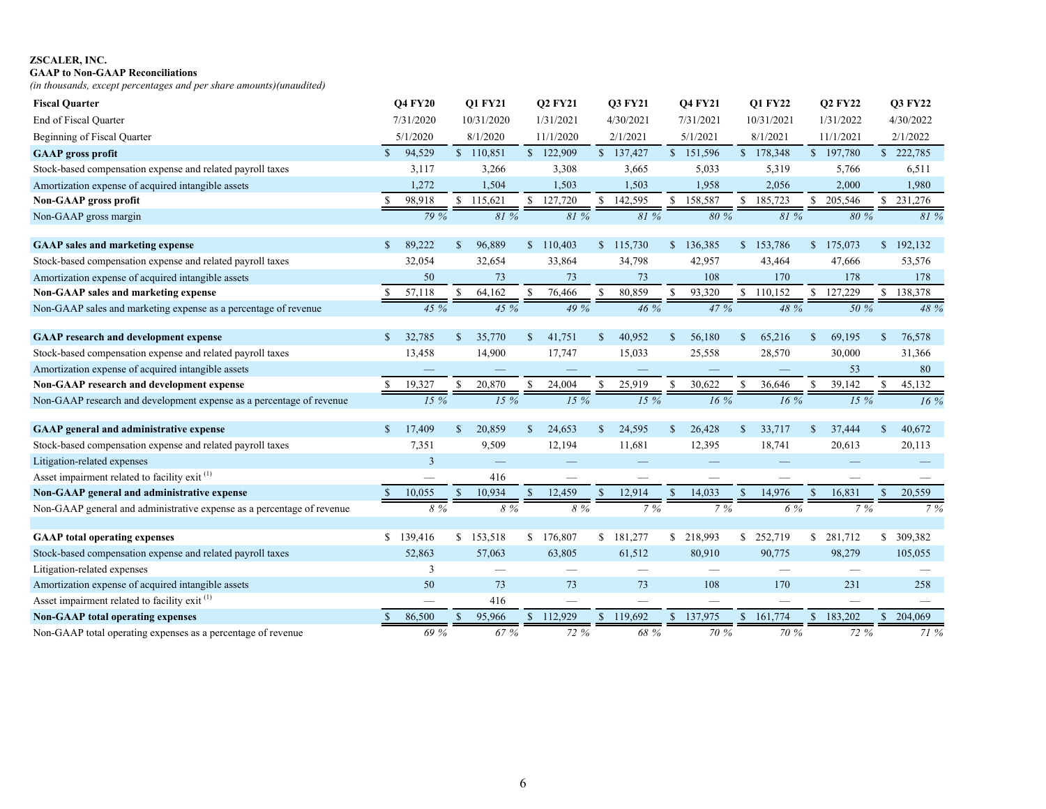**ZSCALER, INC.**
**GAAP to Non-GAAP Reconciliations**
*(in thousands, except percentages and per share amounts)(unaudited)*

| **Fiscal Quarter** | **Q4 FY20** | **Q1 FY21** | **Q2 FY21** | **Q3 FY21** | **Q4 FY21** | **Q1 FY22** | **Q2 FY22** | **Q3 FY22** |
|---|---|---|---|---|---|---|---|---|
| End of Fiscal Quarter | 7/31/2020 | 10/31/2020 | 1/31/2021 | 4/30/2021 | 7/31/2021 | 10/31/2021 | 1/31/2022 | 4/30/2022 |
| Beginning of Fiscal Quarter | 5/1/2020 | 8/1/2020 | 11/1/2020 | 2/1/2021 | 5/1/2021 | 8/1/2021 | 11/1/2021 | 2/1/2022 |
| **GAAP gross profit** | $ 94,529 | $ 110,851 | $ 122,909 | $ 137,427 | $ 151,596 | $ 178,348 | $ 197,780 | $ 222,785 |
| Stock-based compensation expense and related payroll taxes | 3,117 | 3,266 | 3,308 | 3,665 | 5,033 | 5,319 | 5,766 | 6,511 |
| Amortization expense of acquired intangible assets | 1,272 | 1,504 | 1,503 | 1,503 | 1,958 | 2,056 | 2,000 | 1,980 |
| **Non-GAAP gross profit** | $ 98,918 | $ 115,621 | $ 127,720 | $ 142,595 | $ 158,587 | $ 185,723 | $ 205,546 | $ 231,276 |
| Non-GAAP gross margin | *79 %* | *81 %* | *81 %* | *81 %* | *80 %* | *81 %* | *80 %* | *81 %* |
| | | | | | | | | |
| **GAAP sales and marketing expense** | $ 89,222 | $ 96,889 | $ 110,403 | $ 115,730 | $ 136,385 | $ 153,786 | $ 175,073 | $ 192,132 |
| Stock-based compensation expense and related payroll taxes | 32,054 | 32,654 | 33,864 | 34,798 | 42,957 | 43,464 | 47,666 | 53,576 |
| Amortization expense of acquired intangible assets | 50 | 73 | 73 | 73 | 108 | 170 | 178 | 178 |
| **Non-GAAP sales and marketing expense** | $ 57,118 | $ 64,162 | $ 76,466 | $ 80,859 | $ 93,320 | $ 110,152 | $ 127,229 | $ 138,378 |
| Non-GAAP sales and marketing expense as a percentage of revenue | *45 %* | *45 %* | *49 %* | *46 %* | *47 %* | *48 %* | *50 %* | *48 %* |
| | | | | | | | | |
| **GAAP research and development expense** | $ 32,785 | $ 35,770 | $ 41,751 | $ 40,952 | $ 56,180 | $ 65,216 | $ 69,195 | $ 76,578 |
| Stock-based compensation expense and related payroll taxes | 13,458 | 14,900 | 17,747 | 15,033 | 25,558 | 28,570 | 30,000 | 31,366 |
| Amortization expense of acquired intangible assets | — | — | — | — | — | — | 53 | 80 |
| **Non-GAAP research and development expense** | $ 19,327 | $ 20,870 | $ 24,004 | $ 25,919 | $ 30,622 | $ 36,646 | $ 39,142 | $ 45,132 |
| Non-GAAP research and development expense as a percentage of revenue | *15 %* | *15 %* | *15 %* | *15 %* | *16 %* | *16 %* | *15 %* | *16 %* |
| | | | | | | | | |
| **GAAP general and administrative expense** | $ 17,409 | $ 20,859 | $ 24,653 | $ 24,595 | $ 26,428 | $ 33,717 | $ 37,444 | $ 40,672 |
| Stock-based compensation expense and related payroll taxes | 7,351 | 9,509 | 12,194 | 11,681 | 12,395 | 18,741 | 20,613 | 20,113 |
| Litigation-related expenses | 3 | — | — | — | — | — | — | — |
| Asset impairment related to facility exit [(1)] | — | 416 | — | — | — | — | — | — |
| **Non-GAAP general and administrative expense** | $ 10,055 | $ 10,934 | $ 12,459 | $ 12,914 | $ 14,033 | $ 14,976 | $ 16,831 | $ 20,559 |
| Non-GAAP general and administrative expense as a percentage of revenue | *8 %* | *8 %* | *8 %* | *7 %* | *7 %* | *6 %* | *7 %* | *7 %* |
| | | | | | | | | |
| **GAAP total operating expenses** | $ 139,416 | $ 153,518 | $ 176,807 | $ 181,277 | $ 218,993 | $ 252,719 | $ 281,712 | $ 309,382 |
| Stock-based compensation expense and related payroll taxes | 52,863 | 57,063 | 63,805 | 61,512 | 80,910 | 90,775 | 98,279 | 105,055 |
| Litigation-related expenses | 3 | — | — | — | — | — | — | — |
| Amortization expense of acquired intangible assets | 50 | 73 | 73 | 73 | 108 | 170 | 231 | 258 |
| Asset impairment related to facility exit [(1)] | — | 416 | — | — | — | — | — | — |
| **Non-GAAP total operating expenses** | $ 86,500 | $ 95,966 | $ 112,929 | $ 119,692 | $ 137,975 | $ 161,774 | $ 183,202 | $ 204,069 |
| Non-GAAP total operating expenses as a percentage of revenue | *69 %* | *67 %* | *72 %* | *68 %* | *70 %* | *70 %* | *72 %* | *71 %* |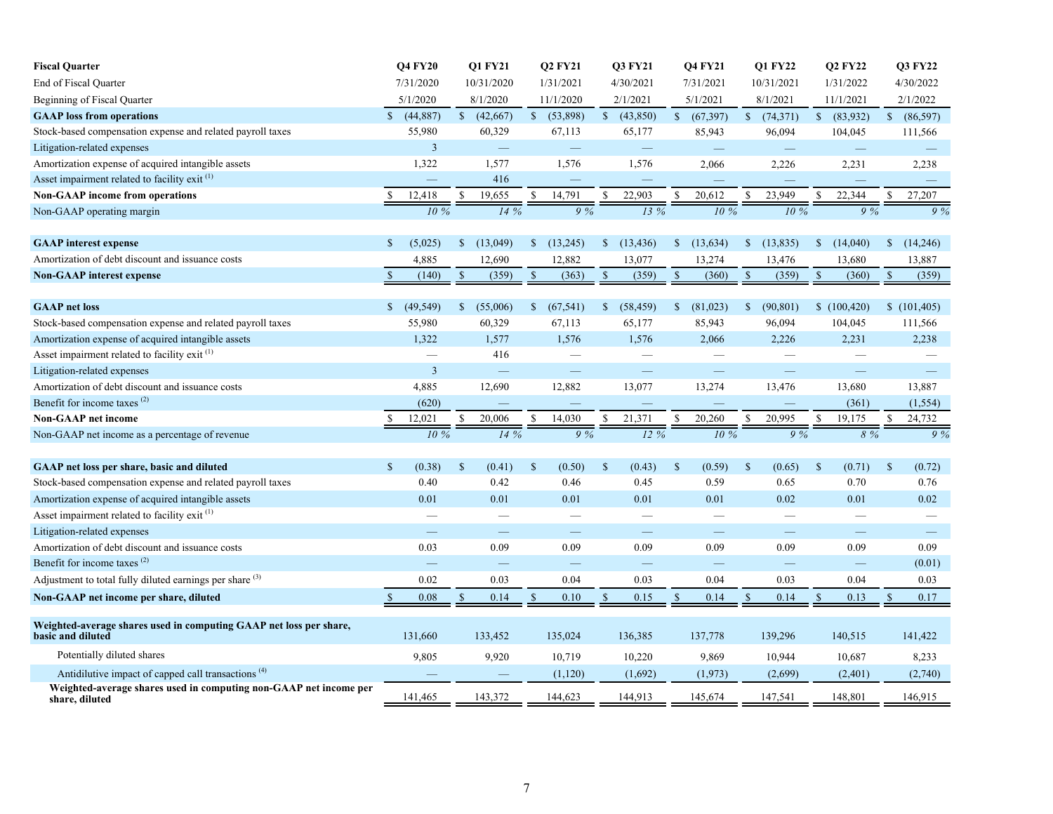| Fiscal Quarter | Q4 FY20 | Q1 FY21 | Q2 FY21 | Q3 FY21 | Q4 FY21 | Q1 FY22 | Q2 FY22 | Q3 FY22 |
|---|---|---|---|---|---|---|---|---|
| End of Fiscal Quarter | 7/31/2020 | 10/31/2020 | 1/31/2021 | 4/30/2021 | 7/31/2021 | 10/31/2021 | 1/31/2022 | 4/30/2022 |
| Beginning of Fiscal Quarter | 5/1/2020 | 8/1/2020 | 11/1/2020 | 2/1/2021 | 5/1/2021 | 8/1/2021 | 11/1/2021 | 2/1/2022 |
| **GAAP loss from operations** | $ (44,887) | $ (42,667) | $ (53,898) | $ (43,850) | $ (67,397) | $ (74,371) | $ (83,932) | $ (86,597) |
| Stock-based compensation expense and related payroll taxes | 55,980 | 60,329 | 67,113 | 65,177 | 85,943 | 96,094 | 104,045 | 111,566 |
| Litigation-related expenses | 3 | — | — | — | — | — | — | — |
| Amortization expense of acquired intangible assets | 1,322 | 1,577 | 1,576 | 1,576 | 2,066 | 2,226 | 2,231 | 2,238 |
| Asset impairment related to facility exit [(1)] | — | 416 | — | — | — | — | — | — |
| **Non-GAAP income from operations** | $ 12,418 | $ 19,655 | $ 14,791 | $ 22,903 | $ 20,612 | $ 23,949 | $ 22,344 | $ 27,207 |
| Non-GAAP operating margin | 10 % | 14 % | 9 % | 13 % | 10 % | 10 % | 9 % | 9 % |
| | | | | | | | | |
| **GAAP interest expense** | $ (5,025) | $ (13,049) | $ (13,245) | $ (13,436) | $ (13,634) | $ (13,835) | $ (14,040) | $ (14,246) |
| Amortization of debt discount and issuance costs | 4,885 | 12,690 | 12,882 | 13,077 | 13,274 | 13,476 | 13,680 | 13,887 |
| **Non-GAAP interest expense** | $ (140) | $ (359) | $ (363) | $ (359) | $ (360) | $ (359) | $ (360) | $ (359) |
| | | | | | | | | |
| **GAAP net loss** | $ (49,549) | $ (55,006) | $ (67,541) | $ (58,459) | $ (81,023) | $ (90,801) | $ (100,420) | $ (101,405) |
| Stock-based compensation expense and related payroll taxes | 55,980 | 60,329 | 67,113 | 65,177 | 85,943 | 96,094 | 104,045 | 111,566 |
| Amortization expense of acquired intangible assets | 1,322 | 1,577 | 1,576 | 1,576 | 2,066 | 2,226 | 2,231 | 2,238 |
| Asset impairment related to facility exit [(1)] | — | 416 | — | — | — | — | — | — |
| Litigation-related expenses | 3 | — | — | — | — | — | — | — |
| Amortization of debt discount and issuance costs | 4,885 | 12,690 | 12,882 | 13,077 | 13,274 | 13,476 | 13,680 | 13,887 |
| Benefit for income taxes [(2)] | (620) | — | — | — | — | — | (361) | (1,554) |
| **Non-GAAP net income** | $ 12,021 | $ 20,006 | $ 14,030 | $ 21,371 | $ 20,260 | $ 20,995 | $ 19,175 | $ 24,732 |
| Non-GAAP net income as a percentage of revenue | 10 % | 14 % | 9 % | 12 % | 10 % | 9 % | 8 % | 9 % |
| | | | | | | | | |
| **GAAP net loss per share, basic and diluted** | $ (0.38) | $ (0.41) | $ (0.50) | $ (0.43) | $ (0.59) | $ (0.65) | $ (0.71) | $ (0.72) |
| Stock-based compensation expense and related payroll taxes | 0.40 | 0.42 | 0.46 | 0.45 | 0.59 | 0.65 | 0.70 | 0.76 |
| Amortization expense of acquired intangible assets | 0.01 | 0.01 | 0.01 | 0.01 | 0.01 | 0.02 | 0.01 | 0.02 |
| Asset impairment related to facility exit [(1)] | — | — | — | — | — | — | — | — |
| Litigation-related expenses | — | — | — | — | — | — | — | — |
| Amortization of debt discount and issuance costs | 0.03 | 0.09 | 0.09 | 0.09 | 0.09 | 0.09 | 0.09 | 0.09 |
| Benefit for income taxes [(2)] | — | — | — | — | — | — | — | (0.01) |
| Adjustment to total fully diluted earnings per share [(3)] | 0.02 | 0.03 | 0.04 | 0.03 | 0.04 | 0.03 | 0.04 | 0.03 |
| **Non-GAAP net income per share, diluted** | $ 0.08 | $ 0.14 | $ 0.10 | $ 0.15 | $ 0.14 | $ 0.14 | $ 0.13 | $ 0.17 |
| | | | | | | | | |
| **Weighted-average shares used in computing GAAP net loss per share, basic and diluted** | 131,660 | 133,452 | 135,024 | 136,385 | 137,778 | 139,296 | 140,515 | 141,422 |
| Potentially diluted shares | 9,805 | 9,920 | 10,719 | 10,220 | 9,869 | 10,944 | 10,687 | 8,233 |
| Antidilutive impact of capped call transactions [(4)] | — | — | (1,120) | (1,692) | (1,973) | (2,699) | (2,401) | (2,740) |
| **Weighted-average shares used in computing non-GAAP net income per share, diluted** | 141,465 | 143,372 | 144,623 | 144,913 | 145,674 | 147,541 | 148,801 | 146,915 |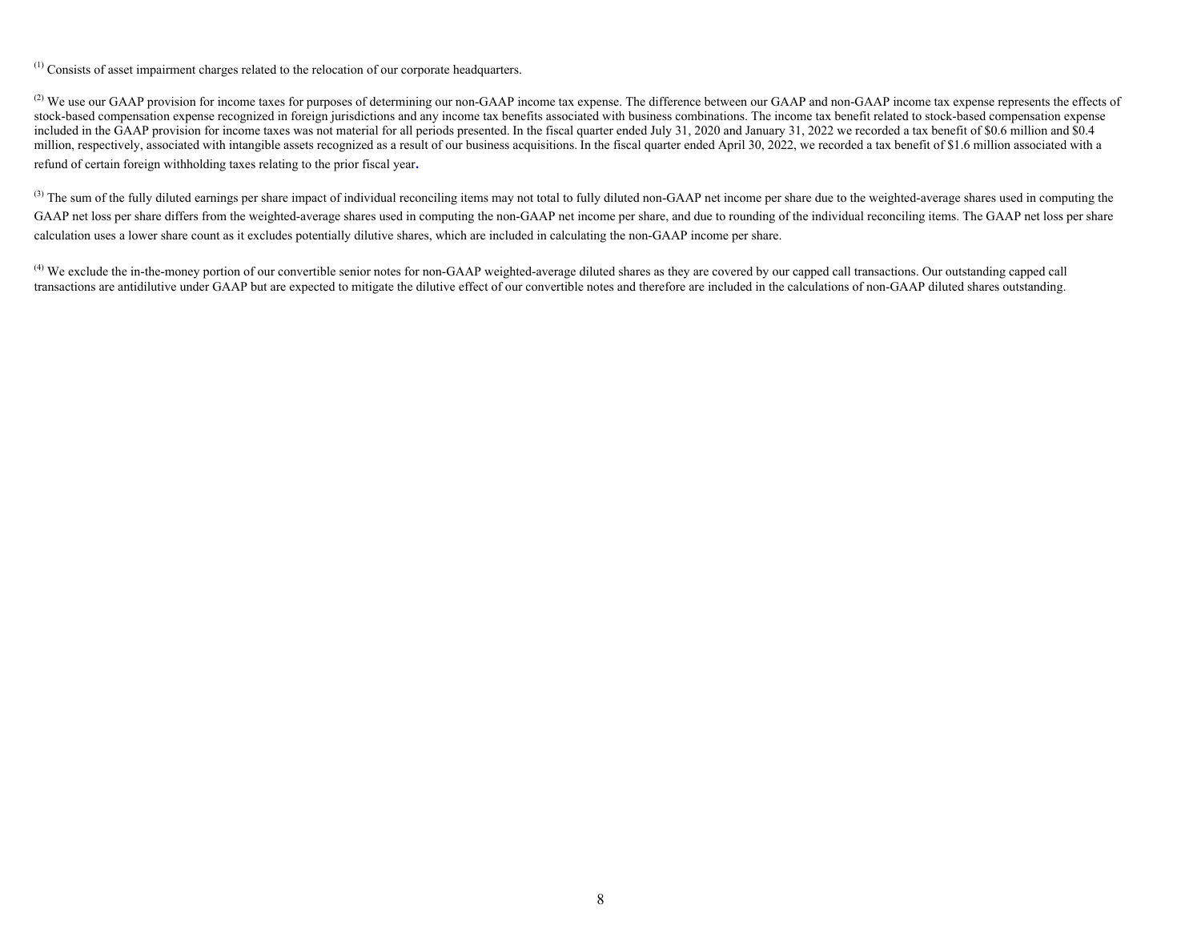(1) Consists of asset impairment charges related to the relocation of our corporate headquarters.

(2) We use our GAAP provision for income taxes for purposes of determining our non-GAAP income tax expense. The difference between our GAAP and non-GAAP income tax expense represents the effects of stock-based compensation expense recognized in foreign jurisdictions and any income tax benefits associated with business combinations. The income tax benefit related to stock-based compensation expense included in the GAAP provision for income taxes was not material for all periods presented. In the fiscal quarter ended July 31, 2020 and January 31, 2022 we recorded a tax benefit of $0.6 million and $0.4 million, respectively, associated with intangible assets recognized as a result of our business acquisitions. In the fiscal quarter ended April 30, 2022, we recorded a tax benefit of $1.6 million associated with a refund of certain foreign withholding taxes relating to the prior fiscal year.

(3) The sum of the fully diluted earnings per share impact of individual reconciling items may not total to fully diluted non-GAAP net income per share due to the weighted-average shares used in computing the GAAP net loss per share differs from the weighted-average shares used in computing the non-GAAP net income per share, and due to rounding of the individual reconciling items. The GAAP net loss per share calculation uses a lower share count as it excludes potentially dilutive shares, which are included in calculating the non-GAAP income per share.

(4) We exclude the in-the-money portion of our convertible senior notes for non-GAAP weighted-average diluted shares as they are covered by our capped call transactions. Our outstanding capped call transactions are antidilutive under GAAP but are expected to mitigate the dilutive effect of our convertible notes and therefore are included in the calculations of non-GAAP diluted shares outstanding.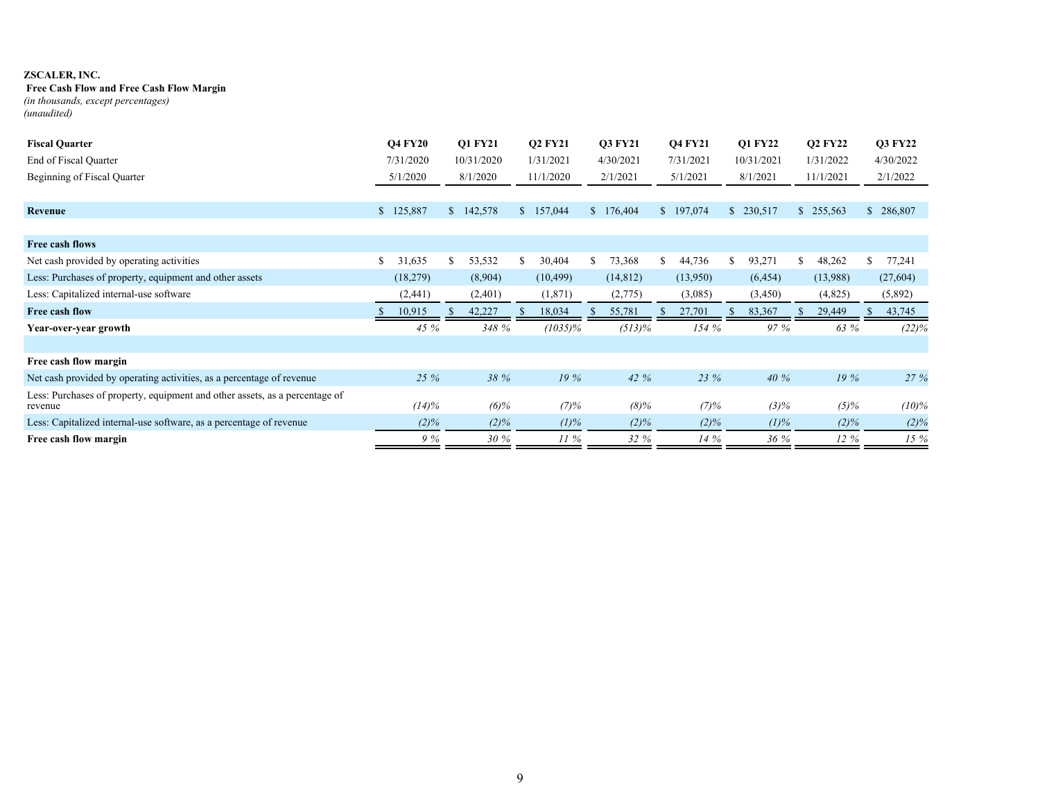**ZSCALER, INC.**

**Free Cash Flow and Free Cash Flow Margin**

*(in thousands, except percentages)*

*(unaudited)*

| **Fiscal Quarter** | **Q4 FY20** | **Q1 FY21** | **Q2 FY21** | **Q3 FY21** | **Q4 FY21** | **Q1 FY22** | **Q2 FY22** | **Q3 FY22** |
|---|---|---|---|---|---|---|---|---|
| End of Fiscal Quarter | 7/31/2020 | 10/31/2020 | 1/31/2021 | 4/30/2021 | 7/31/2021 | 10/31/2021 | 1/31/2022 | 4/30/2022 |
| Beginning of Fiscal Quarter | 5/1/2020 | 8/1/2020 | 11/1/2020 | 2/1/2021 | 5/1/2021 | 8/1/2021 | 11/1/2021 | 2/1/2022 |
| **Revenue** | $ 125,887 | $ 142,578 | $ 157,044 | $ 176,404 | $ 197,074 | $ 230,517 | $ 255,563 | $ 286,807 |
| **Free cash flows** | | | | | | | | |
| Net cash provided by operating activities | $ 31,635 | $ 53,532 | $ 30,404 | $ 73,368 | $ 44,736 | $ 93,271 | $ 48,262 | $ 77,241 |
| Less: Purchases of property, equipment and other assets | (18,279) | (8,904) | (10,499) | (14,812) | (13,950) | (6,454) | (13,988) | (27,604) |
| Less: Capitalized internal-use software | (2,441) | (2,401) | (1,871) | (2,775) | (3,085) | (3,450) | (4,825) | (5,892) |
| **Free cash flow** | $ 10,915 | $ 42,227 | $ 18,034 | $ 55,781 | $ 27,701 | $ 83,367 | $ 29,449 | $ 43,745 |
| **Year-over-year growth** | *45 %* | *348 %* | *(1035)%* | *(513)%* | *154 %* | *97 %* | *63 %* | *(22)%* |
| **Free cash flow margin** | | | | | | | | |
| Net cash provided by operating activities, as a percentage of revenue | *25 %* | *38 %* | *19 %* | *42 %* | *23 %* | *40 %* | *19 %* | *27 %* |
| Less: Purchases of property, equipment and other assets, as a percentage of revenue | *(14)%* | *(6)%* | *(7)%* | *(8)%* | *(7)%* | *(3)%* | *(5)%* | *(10)%* |
| Less: Capitalized internal-use software, as a percentage of revenue | *(2)%* | *(2)%* | *(1)%* | *(2)%* | *(2)%* | *(1)%* | *(2)%* | *(2)%* |
| **Free cash flow margin** | *9 %* | *30 %* | *11 %* | *32 %* | *14 %* | *36 %* | *12 %* | *15 %* |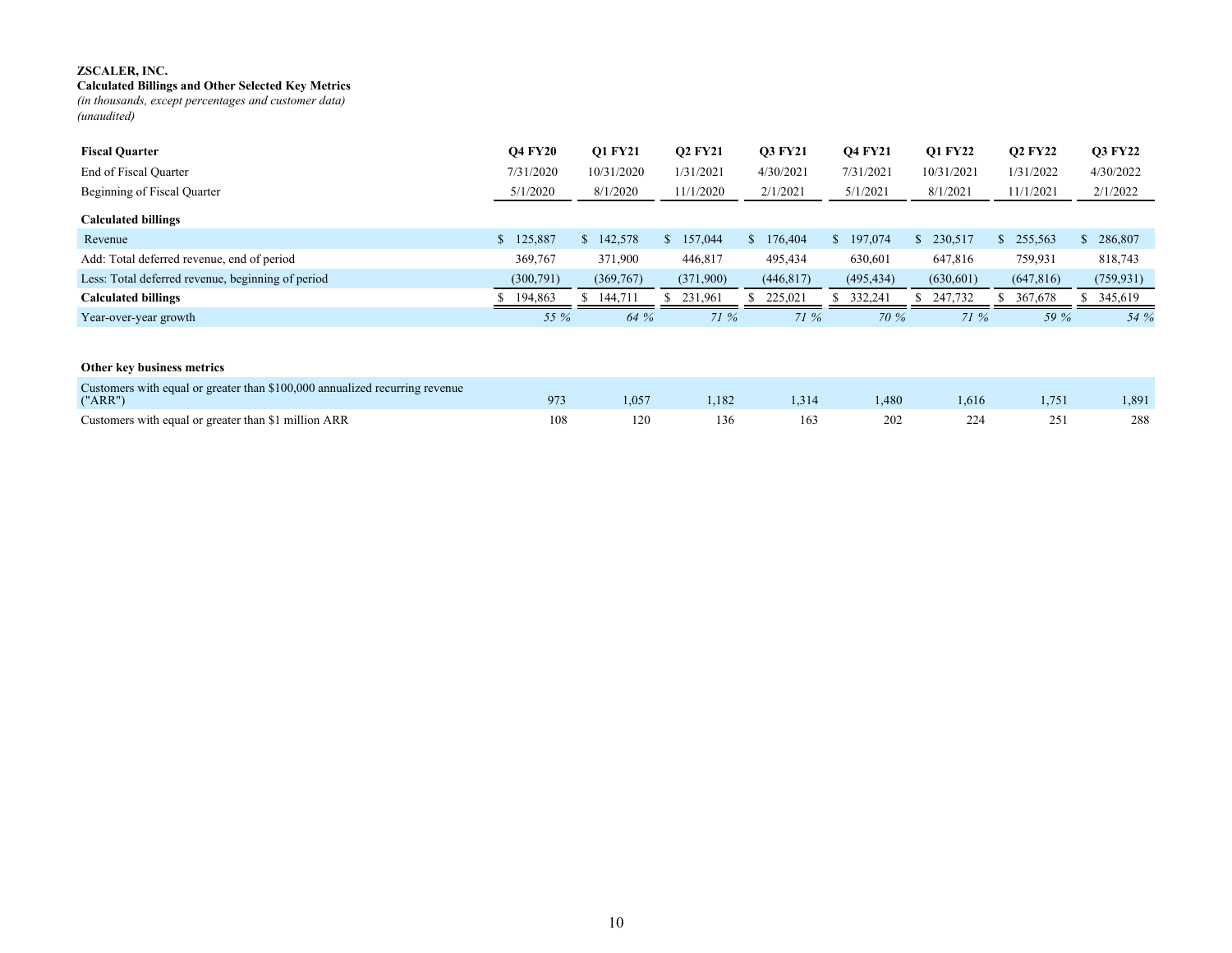**ZSCALER, INC.**
**Calculated Billings and Other Selected Key Metrics**
*(in thousands, except percentages and customer data)*
*(unaudited)*

| **Fiscal Quarter** | **Q4 FY20** | **Q1 FY21** | **Q2 FY21** | **Q3 FY21** | **Q4 FY21** | **Q1 FY22** | **Q2 FY22** | **Q3 FY22** |
|---|---|---|---|---|---|---|---|---|
| End of Fiscal Quarter | 7/31/2020 | 10/31/2020 | 1/31/2021 | 4/30/2021 | 7/31/2021 | 10/31/2021 | 1/31/2022 | 4/30/2022 |
| Beginning of Fiscal Quarter | 5/1/2020 | 8/1/2020 | 11/1/2020 | 2/1/2021 | 5/1/2021 | 8/1/2021 | 11/1/2021 | 2/1/2022 |
| **Calculated billings** | | | | | | | | |
| Revenue | $ 125,887 | $ 142,578 | $ 157,044 | $ 176,404 | $ 197,074 | $ 230,517 | $ 255,563 | $ 286,807 |
| Add: Total deferred revenue, end of period | 369,767 | 371,900 | 446,817 | 495,434 | 630,601 | 647,816 | 759,931 | 818,743 |
| Less: Total deferred revenue, beginning of period | (300,791) | (369,767) | (371,900) | (446,817) | (495,434) | (630,601) | (647,816) | (759,931) |
| **Calculated billings** | $ 194,863 | $ 144,711 | $ 231,961 | $ 225,021 | $ 332,241 | $ 247,732 | $ 367,678 | $ 345,619 |
| Year-over-year growth | *55 %* | *64 %* | *71 %* | *71 %* | *70 %* | *71 %* | *59 %* | *54 %* |

**Other key business metrics**

| | | | | | | | | |
|---|---|---|---|---|---|---|---|---|
| Customers with equal or greater than $100,000 annualized recurring revenue ("ARR") | 973 | 1,057 | 1,182 | 1,314 | 1,480 | 1,616 | 1,751 | 1,891 |
| Customers with equal or greater than $1 million ARR | 108 | 120 | 136 | 163 | 202 | 224 | 251 | 288 |